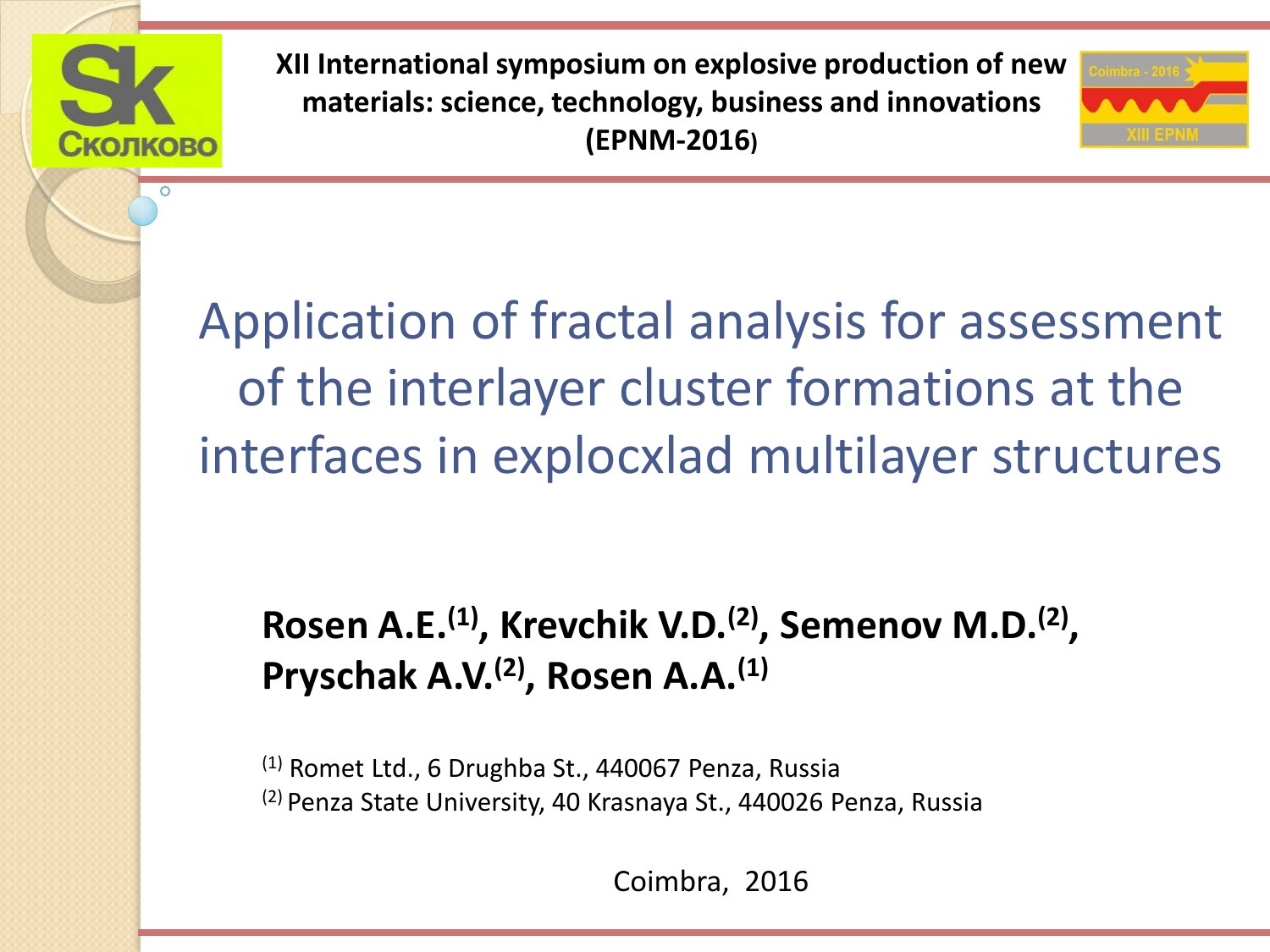XII International symposium on explosive production of new materials: science, technology, business and innovations (EPNM-2016)

# Application of fractal analysis for assessment of the interlayer cluster formations at the interfaces in explocxlad multilayer structures

**Rosen A.E.[1], Krevchik V.D.[2], Semenov M.D.[2], Pryschak A.V.[2], Rosen A.A.[1]**

[1] Romet Ltd., 6 Drughba St., 440067 Penza, Russia
[2] Penza State University, 40 Krasnaya St., 440026 Penza, Russia

Coimbra, 2016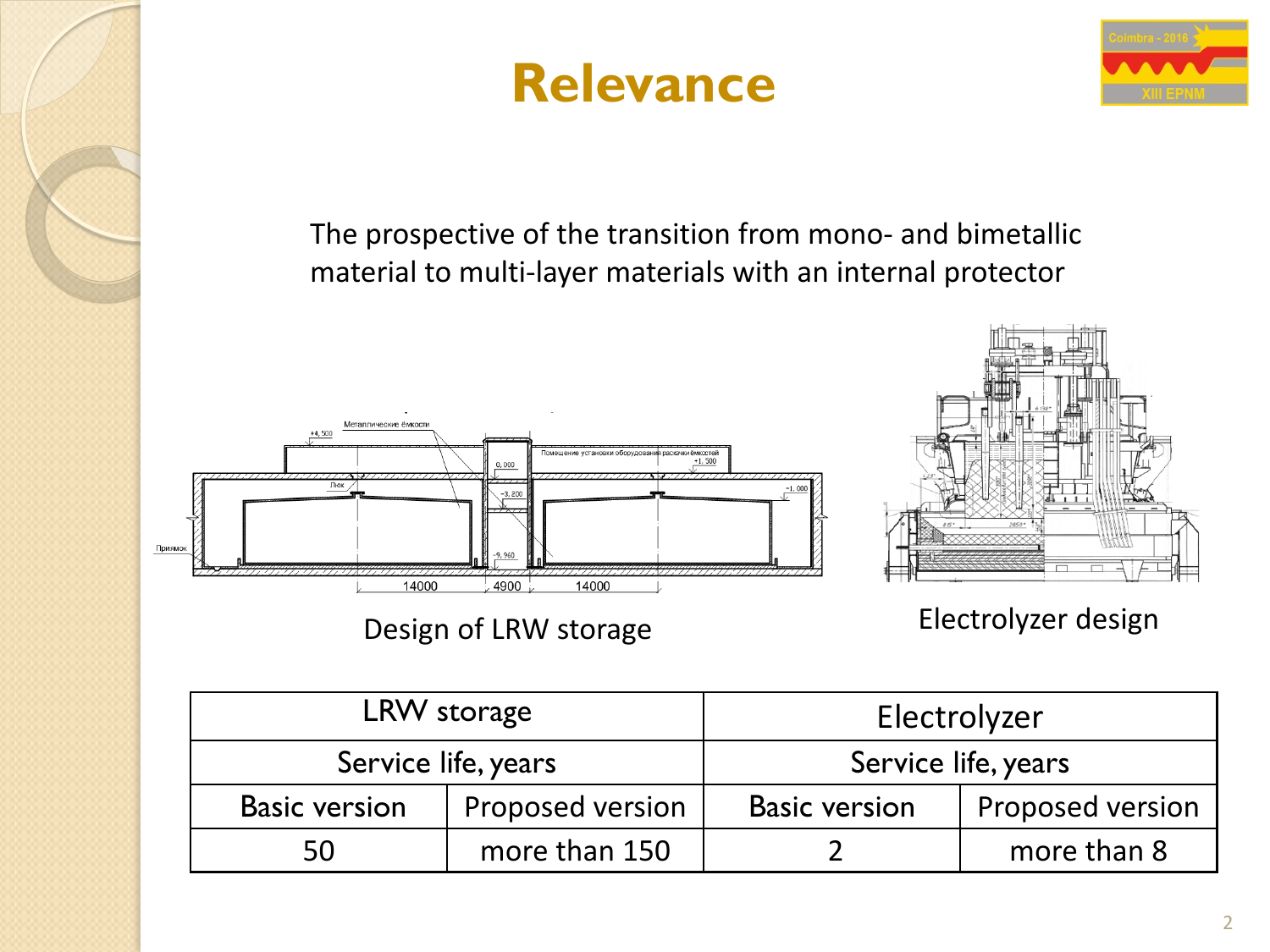# Relevance

The prospective of the transition from mono- and bimetallic material to multi-layer materials with an internal protector

Design of LRW storage

Electrolyzer design

| LRW storage | | Electrolyzer | |
|---|---|---|---|
| Service life, years | | Service life, years | |
| Basic version | Proposed version | Basic version | Proposed version |
| 50 | more than 150 | 2 | more than 8 |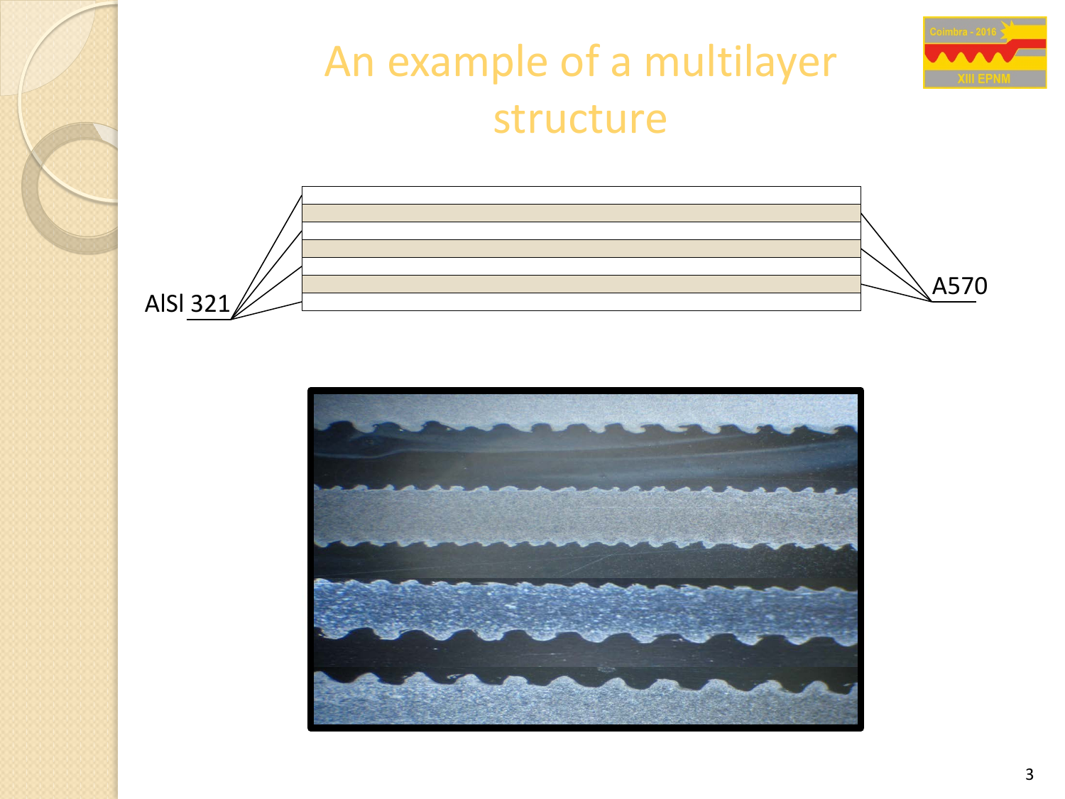# An example of a multilayer structure

AISI 321

A570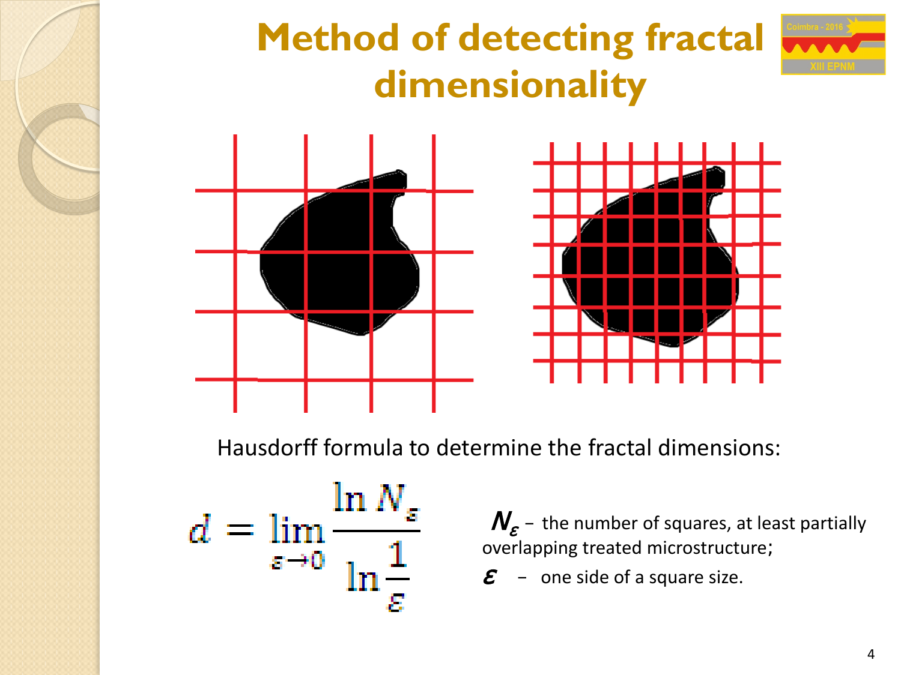# Method of detecting fractal dimensionality

Hausdorff formula to determine the fractal dimensions:

$$d = \lim_{\varepsilon \to 0} \frac{\ln N_\varepsilon}{\ln \frac{1}{\varepsilon}}$$

$N_\varepsilon$ – the number of squares, at least partially overlapping treated microstructure;

$\varepsilon$ – one side of a square size.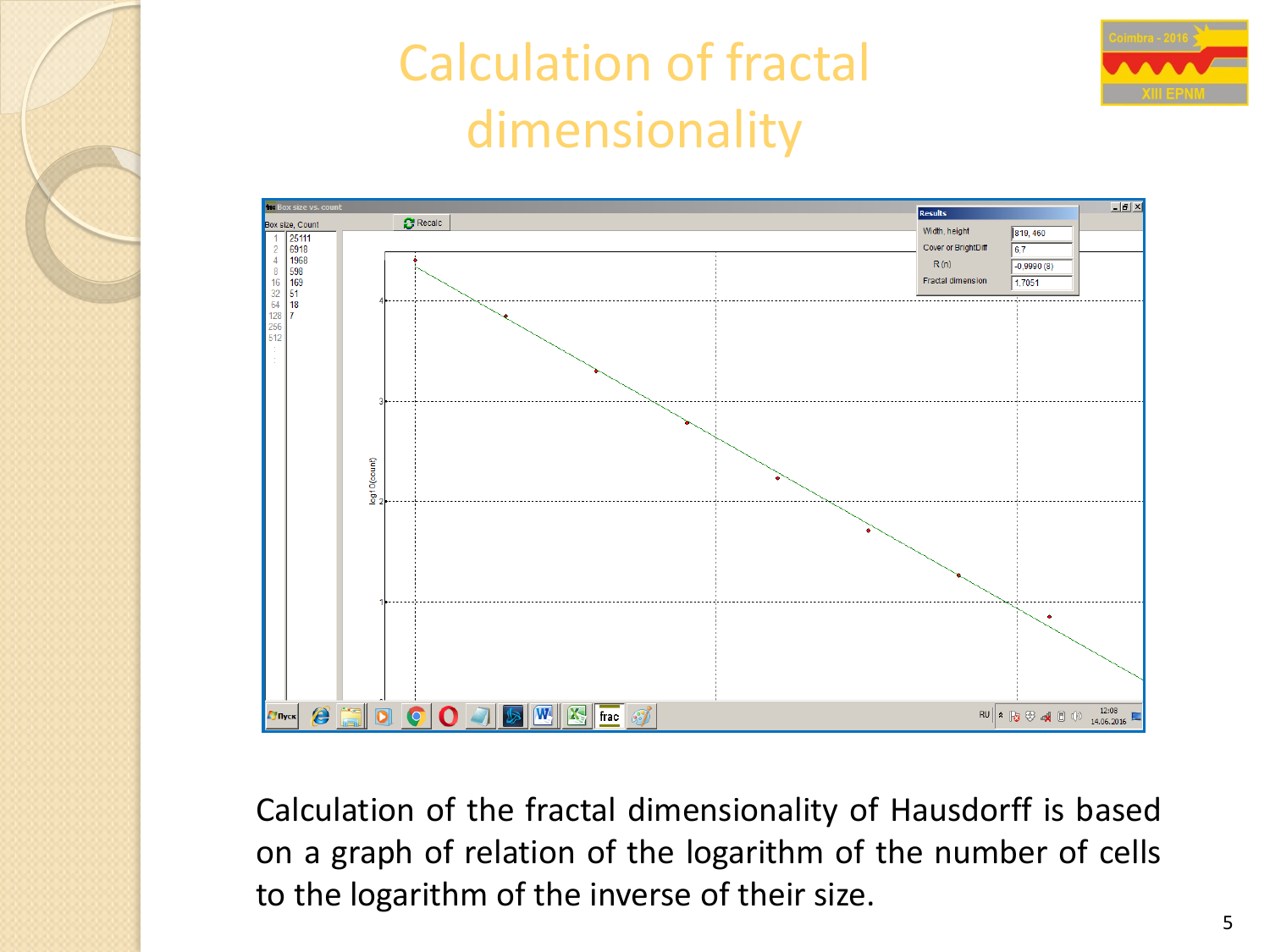# Calculation of fractal dimensionality

Calculation of the fractal dimensionality of Hausdorff is based on a graph of relation of the logarithm of the number of cells to the logarithm of the inverse of their size.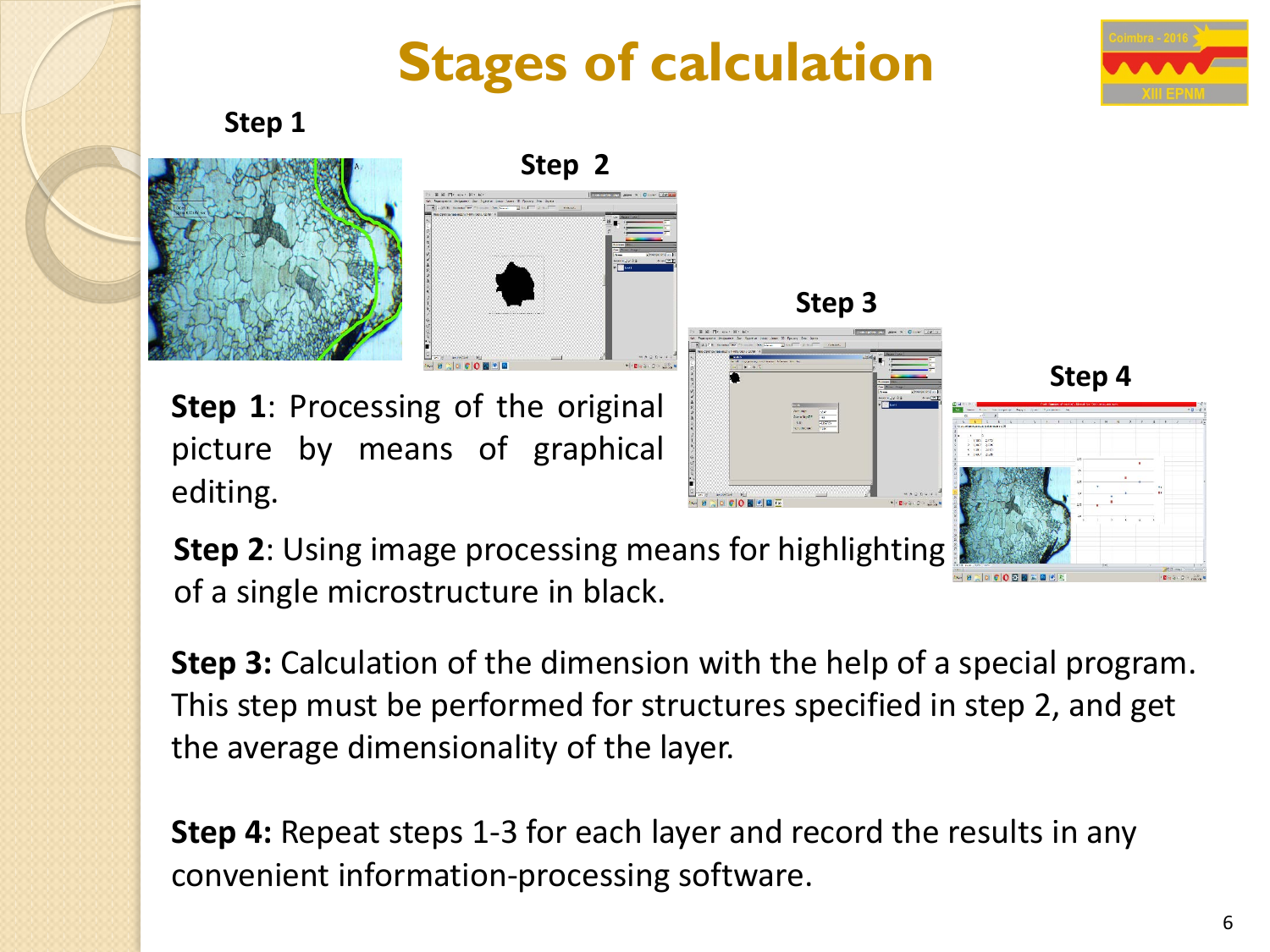# Stages of calculation

**Step 1**

**Step 2**

**Step 3**

**Step 4**

**Step 1**: Processing of the original picture by means of graphical editing.

**Step 2**: Using image processing means for highlighting of a single microstructure in black.

**Step 3:** Calculation of the dimension with the help of a special program. This step must be performed for structures specified in step 2, and get the average dimensionality of the layer.

**Step 4:** Repeat steps 1-3 for each layer and record the results in any convenient information-processing software.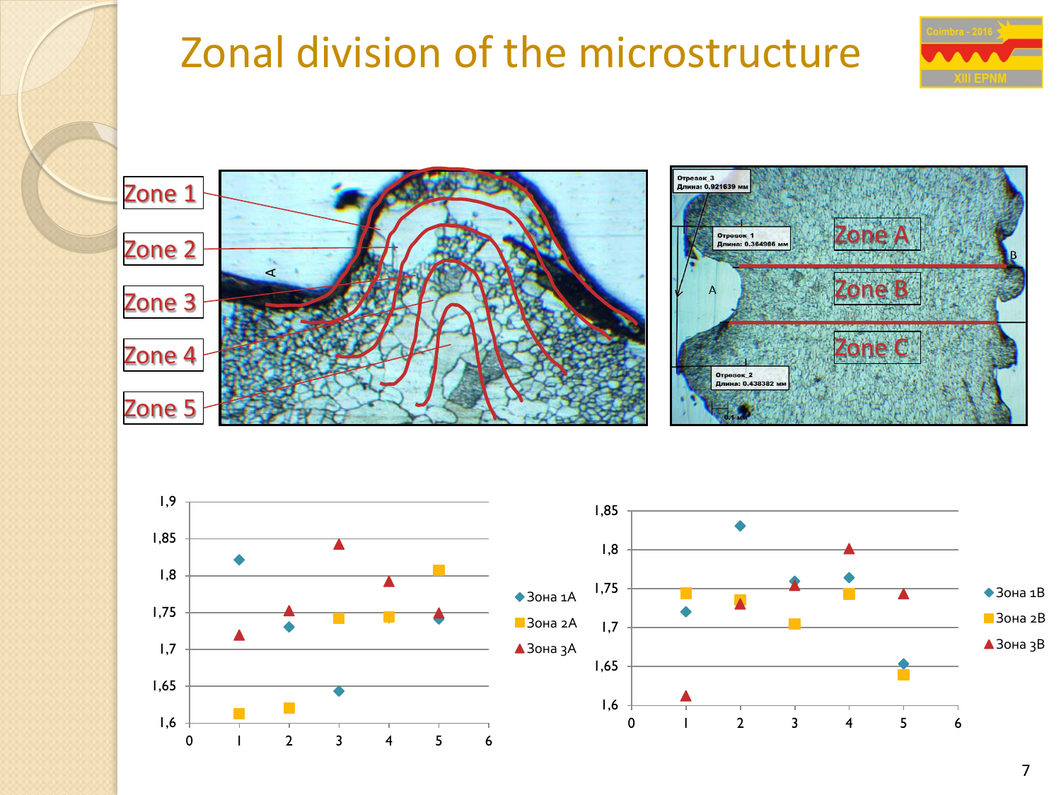# Zonal division of the microstructure

Zone 1

Zone 2

Zone 3

Zone 4

Zone 5

Отрезок_3 Длина: 0.921639 мм

Отрезок_1 Длина: 0.364986 мм

Отрезок_2 Длина: 0.438382 мм

Zone A

Zone B

Zone C

0.1 мм

| x | Зона 1A | Зона 2A | Зона 3A |
|---|---|---|---|
| 1 | 1,82 | 1,61 | 1,72 |
| 2 | 1,73 | 1,62 | 1,75 |
| 3 | 1,64 | 1,74 | 1,84 |
| 4 | 1,74 | 1,74 | 1,79 |
| 5 | 1,74 | 1,81 | 1,75 |

| x | Зона 1B | Зона 2B | Зона 3B |
|---|---|---|---|
| 1 | 1,72 | 1,74 | 1,61 |
| 2 | 1,83 | 1,73 | 1,73 |
| 3 | 1,76 | 1,70 | 1,75 |
| 4 | 1,76 | 1,74 | 1,80 |
| 5 | 1,65 | 1,64 | 1,74 |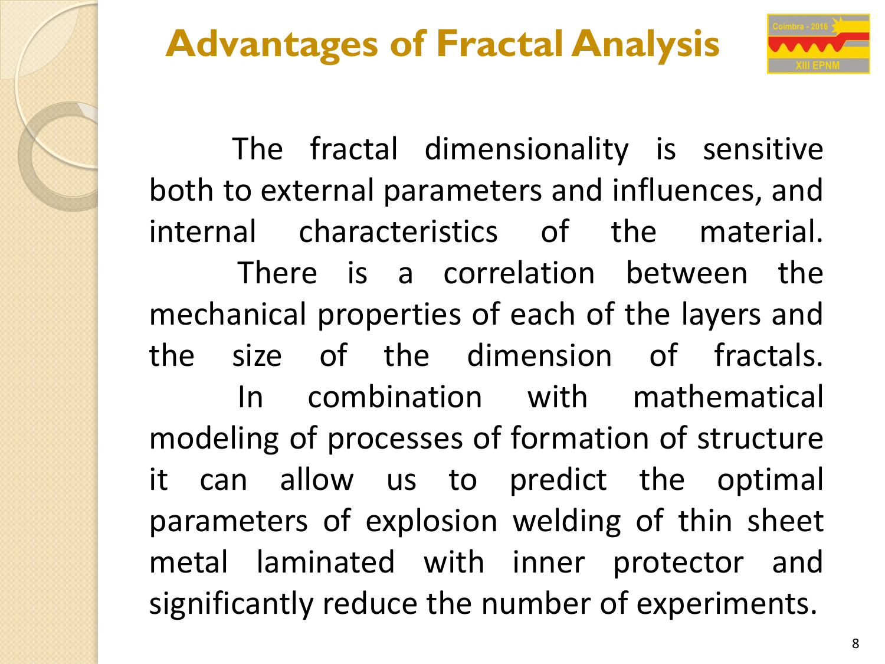# Advantages of Fractal Analysis

The fractal dimensionality is sensitive both to external parameters and influences, and internal characteristics of the material.

There is a correlation between the mechanical properties of each of the layers and the size of the dimension of fractals.

In combination with mathematical modeling of processes of formation of structure it can allow us to predict the optimal parameters of explosion welding of thin sheet metal laminated with inner protector and significantly reduce the number of experiments.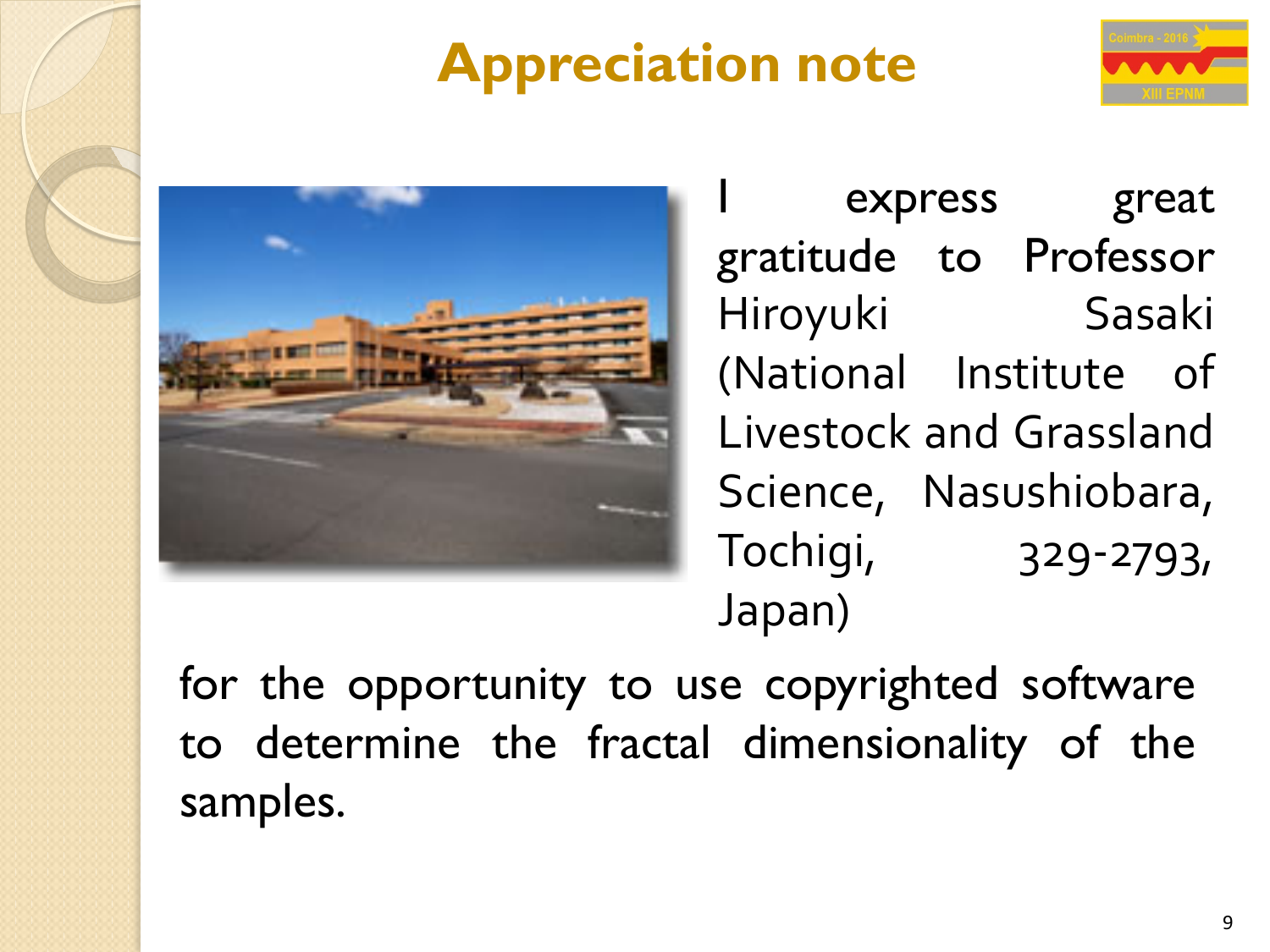# Appreciation note

I express great gratitude to Professor Hiroyuki Sasaki (National Institute of Livestock and Grassland Science, Nasushiobara, Tochigi, 329-2793, Japan)

for the opportunity to use copyrighted software to determine the fractal dimensionality of the samples.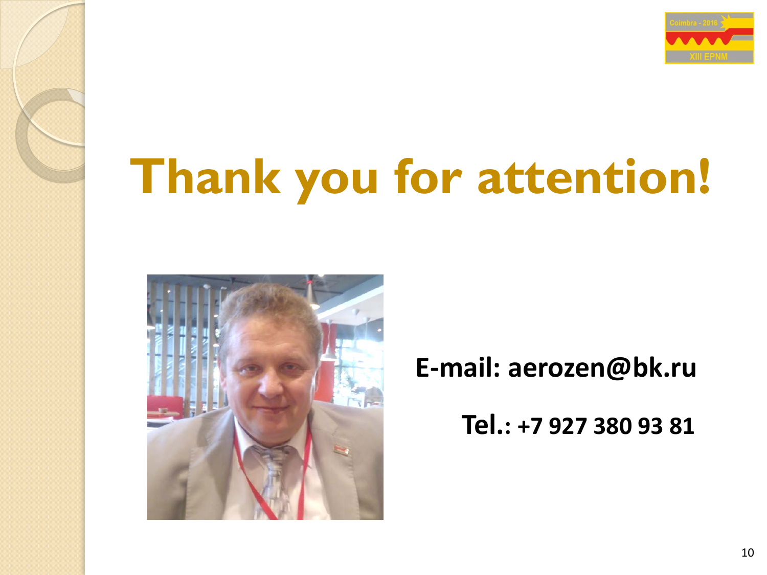# Thank you for attention!

**E-mail: aerozen@bk.ru**

**Tel.: +7 927 380 93 81**